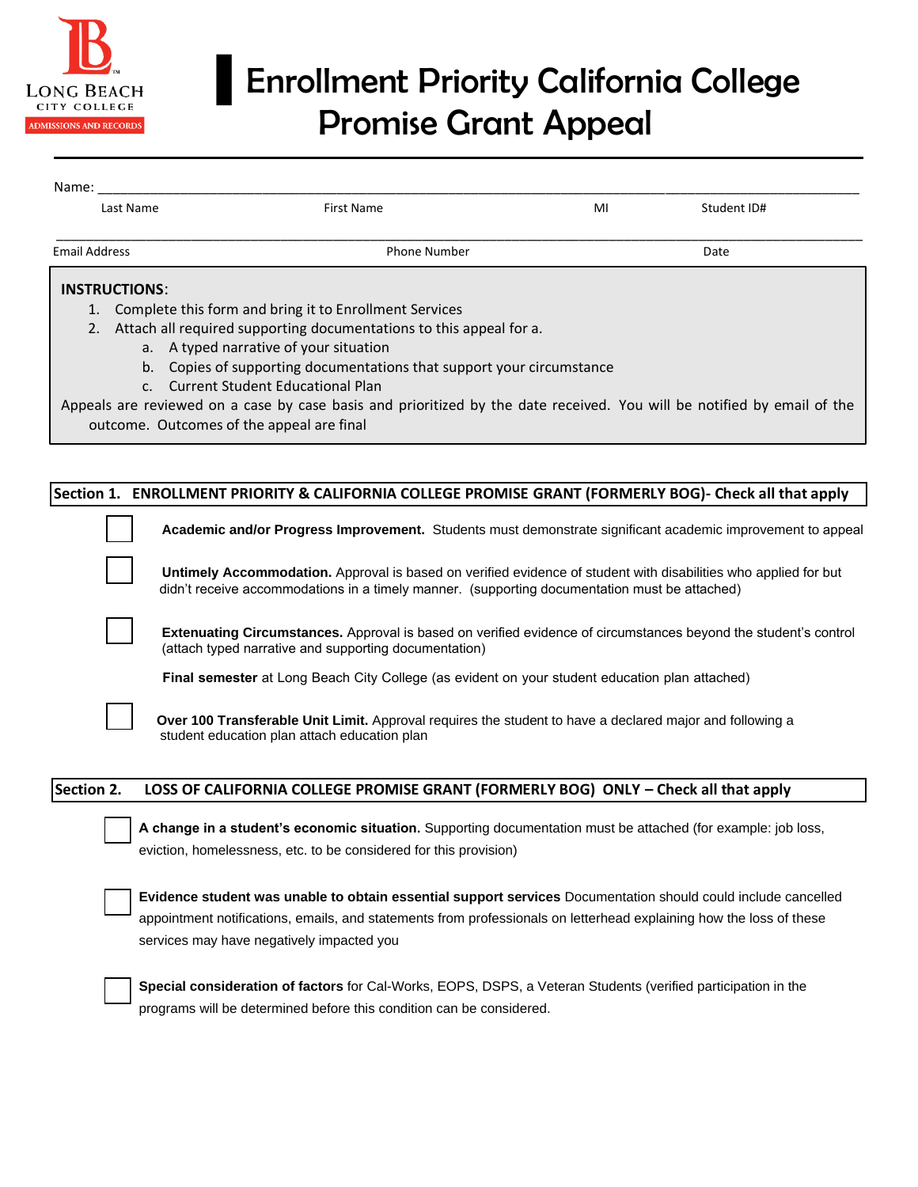LONG BEACH CITY COLLEGE
ADMISSIONS AND RECORDS

# Enrollment Priority California College Promise Grant Appeal

Name: ______________________________________________________________________________

Last Name | First Name | MI | Student ID#

______________________________________________________________________________

Email Address | Phone Number | Date

**INSTRUCTIONS**:

1. Complete this form and bring it to Enrollment Services
2. Attach all required supporting documentations to this appeal for a.
   a. A typed narrative of your situation
   b. Copies of supporting documentations that support your circumstance
   c. Current Student Educational Plan

Appeals are reviewed on a case by case basis and prioritized by the date received. You will be notified by email of the outcome. Outcomes of the appeal are final

## Section 1. ENROLLMENT PRIORITY & CALIFORNIA COLLEGE PROMISE GRANT (FORMERLY BOG)- Check all that apply

☐ **Academic and/or Progress Improvement.** Students must demonstrate significant academic improvement to appeal

☐ **Untimely Accommodation.** Approval is based on verified evidence of student with disabilities who applied for but didn't receive accommodations in a timely manner. (supporting documentation must be attached)

☐ **Extenuating Circumstances.** Approval is based on verified evidence of circumstances beyond the student's control (attach typed narrative and supporting documentation)

**Final semester** at Long Beach City College (as evident on your student education plan attached)

☐ **Over 100 Transferable Unit Limit.** Approval requires the student to have a declared major and following a student education plan attach education plan

## Section 2. LOSS OF CALIFORNIA COLLEGE PROMISE GRANT (FORMERLY BOG) ONLY – Check all that apply

☐ **A change in a student's economic situation.** Supporting documentation must be attached (for example: job loss, eviction, homelessness, etc. to be considered for this provision)

☐ **Evidence student was unable to obtain essential support services** Documentation should could include cancelled appointment notifications, emails, and statements from professionals on letterhead explaining how the loss of these services may have negatively impacted you

☐ **Special consideration of factors** for Cal-Works, EOPS, DSPS, a Veteran Students (verified participation in the programs will be determined before this condition can be considered.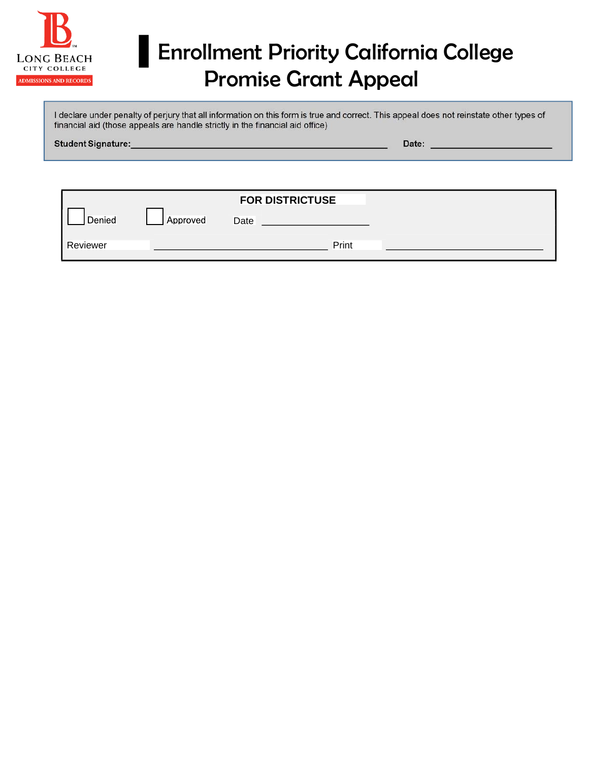LONG BEACH CITY COLLEGE
ADMISSIONS AND RECORDS

# Enrollment Priority California College Promise Grant Appeal

I declare under penalty of perjury that all information on this form is true and correct. This appeal does not reinstate other types of financial aid (those appeals are handle strictly in the financial aid office)

**Student Signature:**\_\_\_\_\_\_\_\_\_\_\_\_\_\_\_\_\_\_\_\_\_\_\_\_\_\_\_\_\_\_\_\_\_\_\_\_\_\_\_\_ **Date:** \_\_\_\_\_\_\_\_\_\_\_\_\_\_\_\_\_\_\_\_

**FOR DISTRICTUSE**

☐ Denied ☐ Approved Date \_\_\_\_\_\_\_\_\_\_\_\_\_\_\_\_\_\_

Reviewer \_\_\_\_\_\_\_\_\_\_\_\_\_\_\_\_\_\_\_\_\_\_\_\_\_\_\_\_\_\_ Print \_\_\_\_\_\_\_\_\_\_\_\_\_\_\_\_\_\_\_\_\_\_\_\_\_\_\_\_